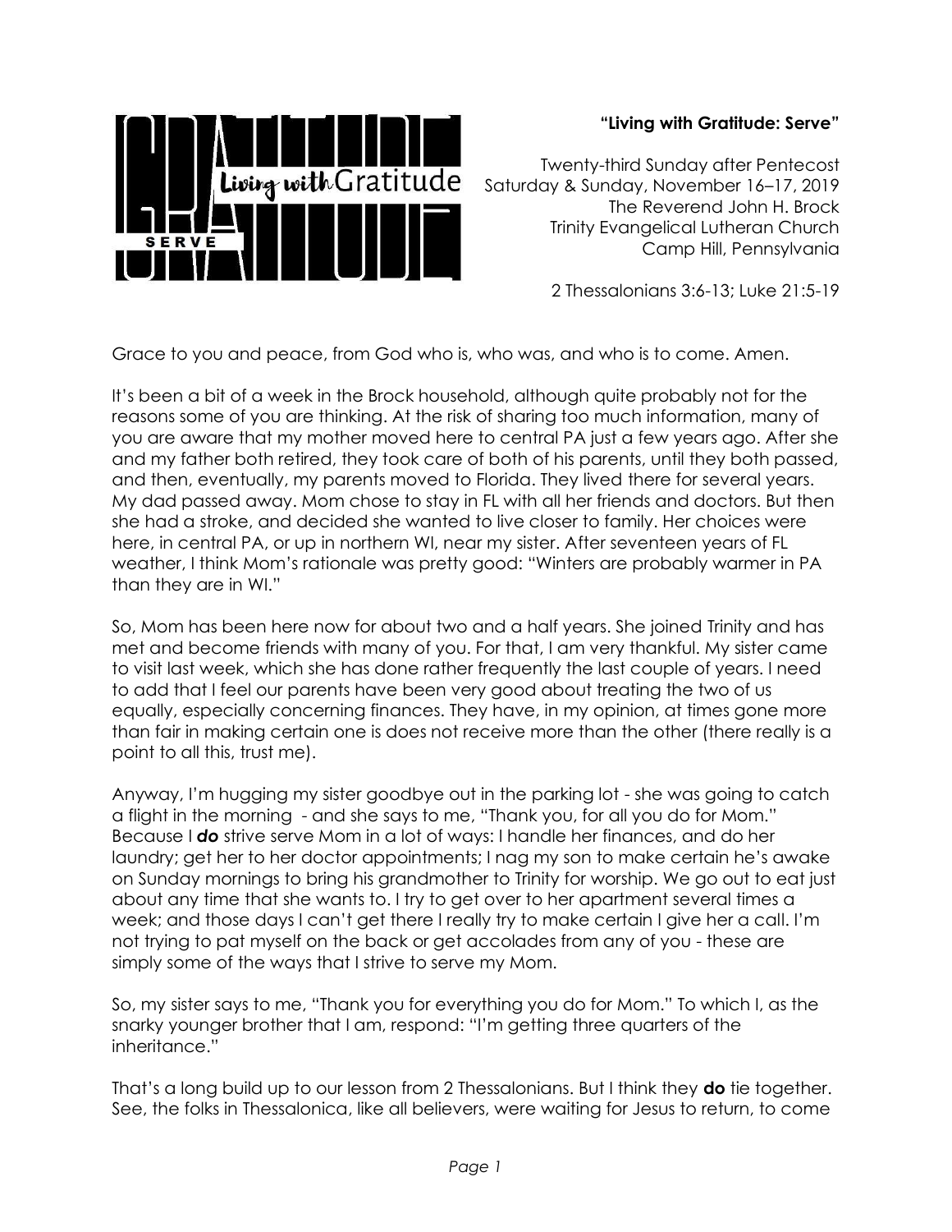**“Living with Gratitude: Serve”**

Twenty-third Sunday after Pentecost
Saturday & Sunday, November 16–17, 2019
The Reverend John H. Brock
Trinity Evangelical Lutheran Church
Camp Hill, Pennsylvania

2 Thessalonians 3:6-13; Luke 21:5-19

Grace to you and peace, from God who is, who was, and who is to come. Amen.

It’s been a bit of a week in the Brock household, although quite probably not for the reasons some of you are thinking. At the risk of sharing too much information, many of you are aware that my mother moved here to central PA just a few years ago. After she and my father both retired, they took care of both of his parents, until they both passed, and then, eventually, my parents moved to Florida. They lived there for several years. My dad passed away. Mom chose to stay in FL with all her friends and doctors. But then she had a stroke, and decided she wanted to live closer to family. Her choices were here, in central PA, or up in northern WI, near my sister. After seventeen years of FL weather, I think Mom’s rationale was pretty good: “Winters are probably warmer in PA than they are in WI.”

So, Mom has been here now for about two and a half years. She joined Trinity and has met and become friends with many of you. For that, I am very thankful. My sister came to visit last week, which she has done rather frequently the last couple of years. I need to add that I feel our parents have been very good about treating the two of us equally, especially concerning finances. They have, in my opinion, at times gone more than fair in making certain one is does not receive more than the other (there really is a point to all this, trust me).

Anyway, I’m hugging my sister goodbye out in the parking lot - she was going to catch a flight in the morning - and she says to me, “Thank you, for all you do for Mom.” Because I ***do*** strive serve Mom in a lot of ways: I handle her finances, and do her laundry; get her to her doctor appointments; I nag my son to make certain he’s awake on Sunday mornings to bring his grandmother to Trinity for worship. We go out to eat just about any time that she wants to. I try to get over to her apartment several times a week; and those days I can’t get there I really try to make certain I give her a call. I’m not trying to pat myself on the back or get accolades from any of you - these are simply some of the ways that I strive to serve my Mom.

So, my sister says to me, “Thank you for everything you do for Mom.” To which I, as the snarky younger brother that I am, respond: “I’m getting three quarters of the inheritance.”

That’s a long build up to our lesson from 2 Thessalonians. But I think they **do** tie together. See, the folks in Thessalonica, like all believers, were waiting for Jesus to return, to come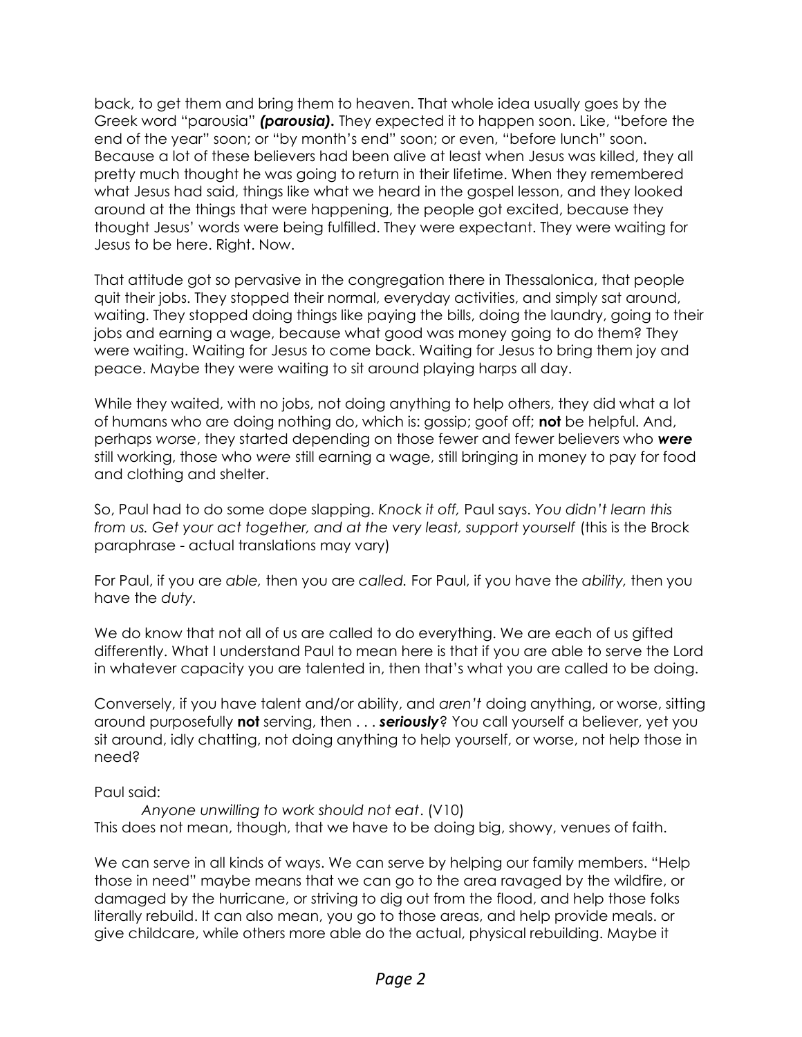back, to get them and bring them to heaven. That whole idea usually goes by the Greek word "parousia" ***(parousia).*** They expected it to happen soon. Like, "before the end of the year" soon; or "by month's end" soon; or even, "before lunch" soon. Because a lot of these believers had been alive at least when Jesus was killed, they all pretty much thought he was going to return in their lifetime. When they remembered what Jesus had said, things like what we heard in the gospel lesson, and they looked around at the things that were happening, the people got excited, because they thought Jesus' words were being fulfilled. They were expectant. They were waiting for Jesus to be here. Right. Now.

That attitude got so pervasive in the congregation there in Thessalonica, that people quit their jobs. They stopped their normal, everyday activities, and simply sat around, waiting. They stopped doing things like paying the bills, doing the laundry, going to their jobs and earning a wage, because what good was money going to do them? They were waiting. Waiting for Jesus to come back. Waiting for Jesus to bring them joy and peace. Maybe they were waiting to sit around playing harps all day.

While they waited, with no jobs, not doing anything to help others, they did what a lot of humans who are doing nothing do, which is: gossip; goof off; **not** be helpful. And, perhaps *worse*, they started depending on those fewer and fewer believers who ***were*** still working, those who *were* still earning a wage, still bringing in money to pay for food and clothing and shelter.

So, Paul had to do some dope slapping. *Knock it off,* Paul says. *You didn't learn this from us. Get your act together, and at the very least, support yourself* (this is the Brock paraphrase - actual translations may vary)

For Paul, if you are *able,* then you are *called.* For Paul, if you have the *ability,* then you have the *duty.*

We do know that not all of us are called to do everything. We are each of us gifted differently. What I understand Paul to mean here is that if you are able to serve the Lord in whatever capacity you are talented in, then that's what you are called to be doing.

Conversely, if you have talent and/or ability, and *aren't* doing anything, or worse, sitting around purposefully **not** serving, then . . . ***seriously***? You call yourself a believer, yet you sit around, idly chatting, not doing anything to help yourself, or worse, not help those in need?

Paul said:

> *Anyone unwilling to work should not eat*. (V10)

This does not mean, though, that we have to be doing big, showy, venues of faith.

We can serve in all kinds of ways. We can serve by helping our family members. "Help those in need" maybe means that we can go to the area ravaged by the wildfire, or damaged by the hurricane, or striving to dig out from the flood, and help those folks literally rebuild. It can also mean, you go to those areas, and help provide meals. or give childcare, while others more able do the actual, physical rebuilding. Maybe it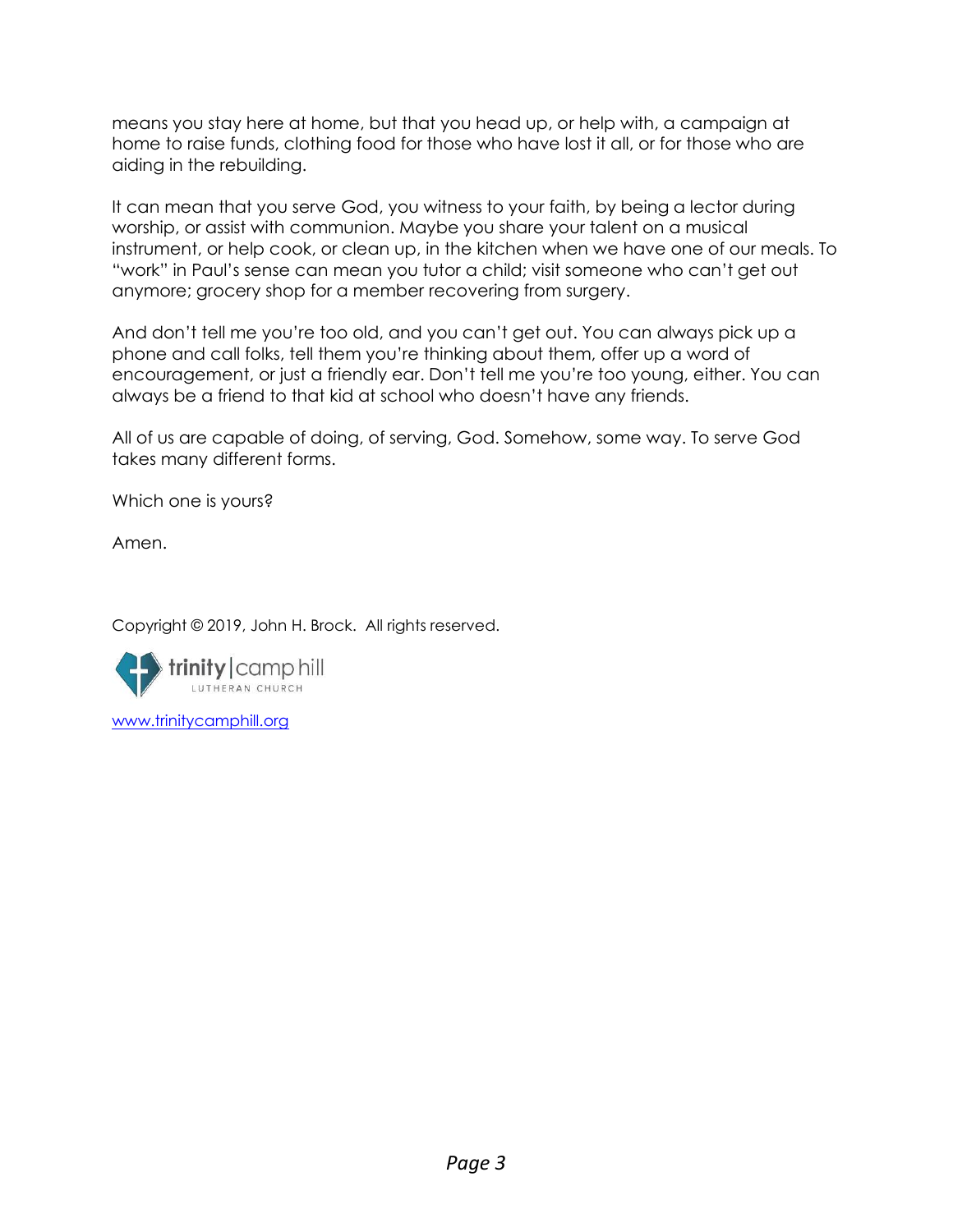means you stay here at home, but that you head up, or help with, a campaign at home to raise funds, clothing food for those who have lost it all, or for those who are aiding in the rebuilding.

It can mean that you serve God, you witness to your faith, by being a lector during worship, or assist with communion. Maybe you share your talent on a musical instrument, or help cook, or clean up, in the kitchen when we have one of our meals. To "work" in Paul's sense can mean you tutor a child; visit someone who can't get out anymore; grocery shop for a member recovering from surgery.

And don't tell me you're too old, and you can't get out. You can always pick up a phone and call folks, tell them you're thinking about them, offer up a word of encouragement, or just a friendly ear. Don't tell me you're too young, either. You can always be a friend to that kid at school who doesn't have any friends.

All of us are capable of doing, of serving, God. Somehow, some way. To serve God takes many different forms.

Which one is yours?

Amen.

Copyright © 2019, John H. Brock. All rights reserved.

trinity | camp hill
LUTHERAN CHURCH

www.trinitycamphill.org